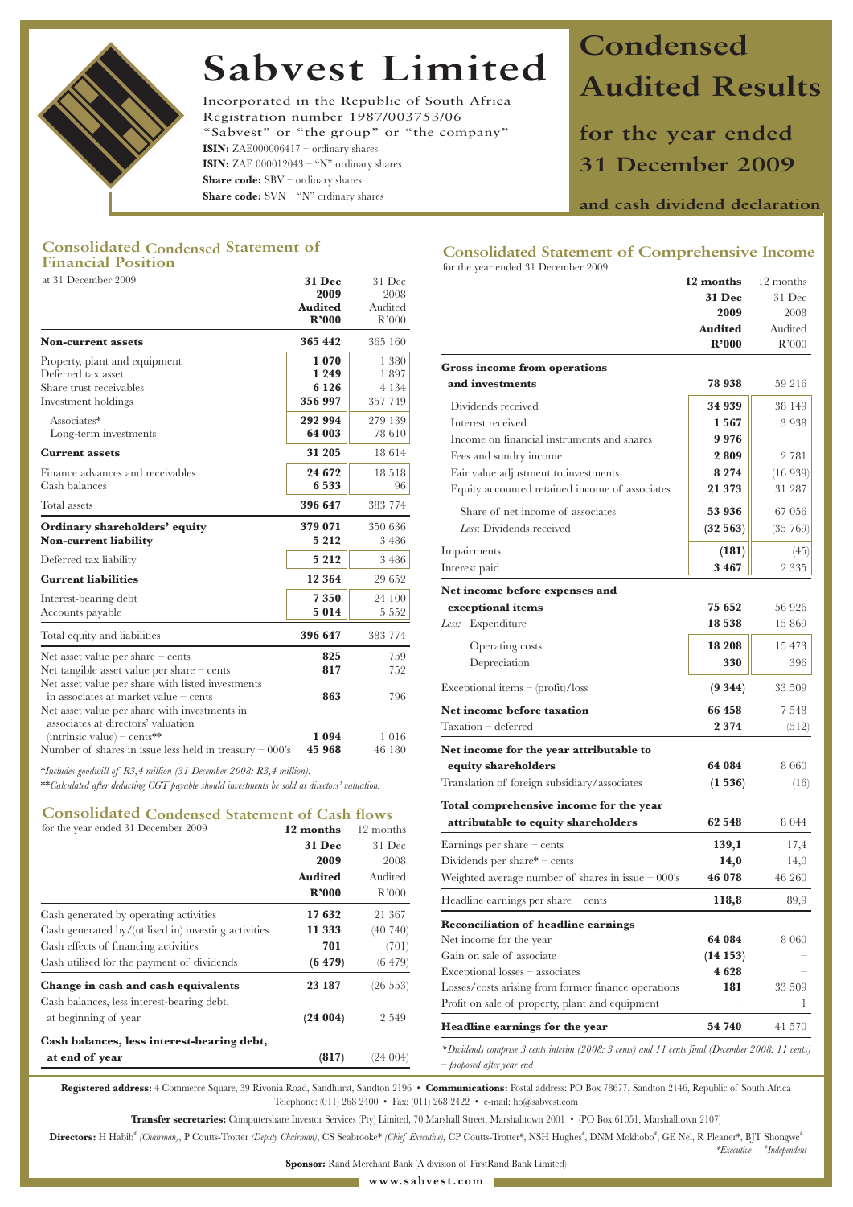# Sabvest Limited

Incorporated in the Republic of South Africa
Registration number 1987/003753/06
"Sabvest" or "the group" or "the company"
**ISIN:** ZAE000006417 – ordinary shares
**ISIN:** ZAE 000012043 – "N" ordinary shares
**Share code:** SBV – ordinary shares
**Share code:** SVN – "N" ordinary shares

# Condensed Audited Results

## for the year ended 31 December 2009

### and cash dividend declaration

## Consolidated Condensed Statement of Financial Position

at 31 December 2009

| | 31 Dec 2009 Audited R'000 | 31 Dec 2008 Audited R'000 |
|---|---|---|
| **Non-current assets** | **365 442** | 365 160 |
| Property, plant and equipment | **1 070** | 1 380 |
| Deferred tax asset | **1 249** | 1 897 |
| Share trust receivables | **6 126** | 4 134 |
| Investment holdings | **356 997** | 357 749 |
| Associates* | **292 994** | 279 139 |
| Long-term investments | **64 003** | 78 610 |
| **Current assets** | **31 205** | 18 614 |
| Finance advances and receivables | **24 672** | 18 518 |
| Cash balances | **6 533** | 96 |
| Total assets | **396 647** | 383 774 |
| **Ordinary shareholders' equity** | **379 071** | 350 636 |
| **Non-current liability** | **5 212** | 3 486 |
| Deferred tax liability | **5 212** | 3 486 |
| **Current liabilities** | **12 364** | 29 652 |
| Interest-bearing debt | **7 350** | 24 100 |
| Accounts payable | **5 014** | 5 552 |
| Total equity and liabilities | **396 647** | 383 774 |
| Net asset value per share – cents | **825** | 759 |
| Net tangible asset value per share – cents | **817** | 752 |
| Net asset value per share with listed investments in associates at market value – cents | **863** | 796 |
| Net asset value per share with investments in associates at directors' valuation (intrinsic value) – cents** | **1 094** | 1 016 |
| Number of shares in issue less held in treasury – 000's | **45 968** | 46 180 |

**Includes goodwill of R3,4 million (31 December 2008: R3,4 million).*

***Calculated after deducting CGT payable should investments be sold at directors' valuation.*

## Consolidated Condensed Statement of Cash flows

for the year ended 31 December 2009

| | 12 months 31 Dec 2009 Audited R'000 | 12 months 31 Dec 2008 Audited R'000 |
|---|---|---|
| Cash generated by operating activities | **17 632** | 21 367 |
| Cash generated by/(utilised in) investing activities | **11 333** | (40 740) |
| Cash effects of financing activities | **701** | (701) |
| Cash utilised for the payment of dividends | **(6 479)** | (6 479) |
| **Change in cash and cash equivalents** | **23 187** | (26 553) |
| Cash balances, less interest-bearing debt, at beginning of year | **(24 004)** | 2 549 |
| **Cash balances, less interest-bearing debt, at end of year** | **(817)** | (24 004) |

## Consolidated Statement of Comprehensive Income

for the year ended 31 December 2009

| | 12 months 31 Dec 2009 Audited R'000 | 12 months 31 Dec 2008 Audited R'000 |
|---|---|---|
| **Gross income from operations and investments** | **78 938** | 59 216 |
| Dividends received | **34 939** | 38 149 |
| Interest received | **1 567** | 3 938 |
| Income on financial instruments and shares | **9 976** | – |
| Fees and sundry income | **2 809** | 2 781 |
| Fair value adjustment to investments | **8 274** | (16 939) |
| Equity accounted retained income of associates | **21 373** | 31 287 |
| Share of net income of associates | **53 936** | 67 056 |
| *Less*: Dividends received | **(32 563)** | (35 769) |
| Impairments | **(181)** | (45) |
| Interest paid | **3 467** | 2 335 |
| **Net income before expenses and exceptional items** | **75 652** | 56 926 |
| *Less:* Expenditure | **18 538** | 15 869 |
| Operating costs | **18 208** | 15 473 |
| Depreciation | **330** | 396 |
| Exceptional items – (profit)/loss | **(9 344)** | 33 509 |
| **Net income before taxation** | **66 458** | 7 548 |
| Taxation – deferred | **2 374** | (512) |
| **Net income for the year attributable to equity shareholders** | **64 084** | 8 060 |
| Translation of foreign subsidiary/associates | **(1 536)** | (16) |
| **Total comprehensive income for the year attributable to equity shareholders** | **62 548** | 8 044 |
| Earnings per share – cents | **139,1** | 17,4 |
| Dividends per share* – cents | **14,0** | 14,0 |
| Weighted average number of shares in issue – 000's | **46 078** | 46 260 |
| Headline earnings per share – cents | **118,8** | 89,9 |
| **Reconciliation of headline earnings** | | |
| Net income for the year | **64 084** | 8 060 |
| Gain on sale of associate | **(14 153)** | – |
| Exceptional losses – associates | **4 628** | – |
| Losses/costs arising from former finance operations | **181** | 33 509 |
| Profit on sale of property, plant and equipment | **–** | 1 |
| **Headline earnings for the year** | **54 740** | 41 570 |

**Dividends comprise 3 cents interim (2008: 3 cents) and 11 cents final (December 2008: 11 cents) – proposed after year-end*

**Registered address:** 4 Commerce Square, 39 Rivonia Road, Sandhurst, Sandton 2196 • **Communications:** Postal address: PO Box 78677, Sandton 2146, Republic of South Africa
Telephone: (011) 268 2400 • Fax: (011) 268 2422 • e-mail: ho@sabvest.com

**Transfer secretaries:** Computershare Investor Services (Pty) Limited, 70 Marshall Street, Marshalltown 2001 • (PO Box 61051, Marshalltown 2107)

**Directors:** H Habib# *(Chairman)*, P Coutts-Trotter *(Deputy Chairman)*, CS Seabrooke* *(Chief Executive)*, CP Coutts-Trotter*, NSH Hughes#, DNM Mokhobo#, GE Nel, R Pleaner*, BJT Shongwe#
**Executive* #*Independent*

**Sponsor:** Rand Merchant Bank (A division of FirstRand Bank Limited)

**www.sabvest.com**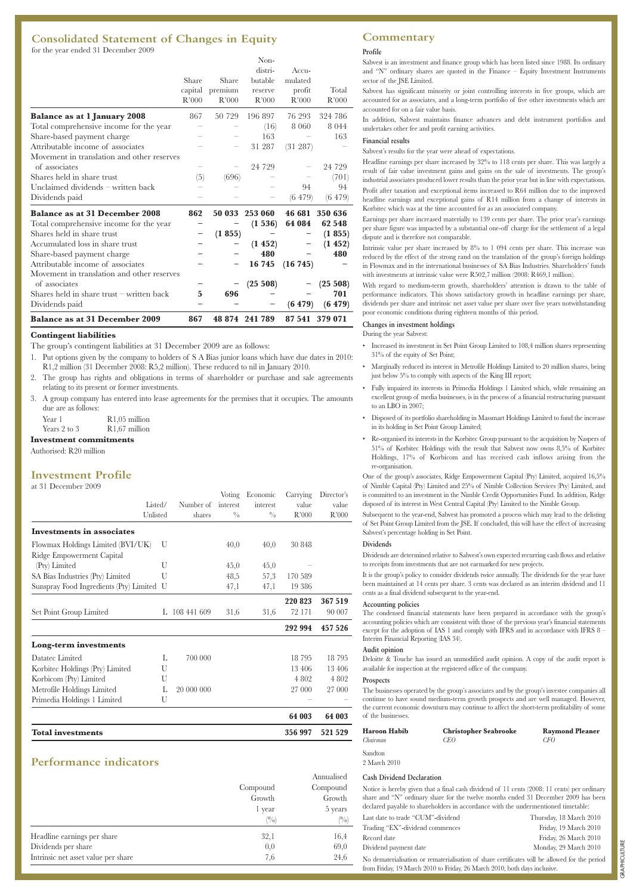## Consolidated Statement of Changes in Equity

for the year ended 31 December 2009

| | Share capital R'000 | Share premium R'000 | Non-distributable reserve R'000 | Accumulated profit R'000 | Total R'000 |
|---|---|---|---|---|---|
| **Balance as at 1 January 2008** | 867 | 50 729 | 196 897 | 76 293 | 324 786 |
| Total comprehensive income for the year | – | – | (16) | 8 060 | 8 044 |
| Share-based payment charge | – | – | 163 | – | 163 |
| Attributable income of associates | – | – | 31 287 | (31 287) | – |
| Movement in translation and other reserves of associates | – | – | 24 729 | – | 24 729 |
| Shares held in share trust | (5) | (696) | – | – | (701) |
| Unclaimed dividends – written back | – | – | – | 94 | 94 |
| Dividends paid | – | – | – | (6 479) | (6 479) |
| **Balance as at 31 December 2008** | **862** | **50 033** | **253 060** | **46 681** | **350 636** |
| Total comprehensive income for the year | – | – | **(1 536)** | **64 084** | **62 548** |
| Shares held in share trust | – | **(1 855)** | – | – | **(1 855)** |
| Accumulated loss in share trust | – | – | **(1 452)** | – | **(1 452)** |
| Share-based payment charge | – | – | **480** | – | **480** |
| Attributable income of associates | – | – | **16 745** | **(16 745)** | – |
| Movement in translation and other reserves of associates | – | – | **(25 508)** | – | **(25 508)** |
| Shares held in share trust – written back | **5** | **696** | – | – | **701** |
| Dividends paid | – | – | – | **(6 479)** | **(6 479)** |
| **Balance as at 31 December 2009** | **867** | **48 874** | **241 789** | **87 541** | **379 071** |

### Contingent liabilities

The group's contingent liabilities at 31 December 2009 are as follows:

1. Put options given by the company to holders of S A Bias junior loans which have due dates in 2010: R1,2 million (31 December 2008: R5,2 million). These reduced to nil in January 2010.
2. The group has rights and obligations in terms of shareholder or purchase and sale agreements relating to its present or former investments.
3. A group company has entered into lease agreements for the premises that it occupies. The amounts due are as follows:

| | |
|---|---|
| Year 1 | R1,05 million |
| Years 2 to 3 | R1,67 million |

### Investment commitments

Authorised: R20 million

## Investment Profile

at 31 December 2009

| | Listed/ Unlisted | Number of shares | Voting interest % | Economic interest % | Carrying value R'000 | Director's value R'000 |
|---|---|---|---|---|---|---|
| **Investments in associates** | | | | | | |
| Flowmax Holdings Limited (BVI/UK) | U | | 40,0 | 40,0 | 30 848 | |
| Ridge Empowerment Capital (Pty) Limited | U | | 45,0 | 45,0 | – | |
| SA Bias Industries (Pty) Limited | U | | 48,5 | 57,3 | 170 589 | |
| Sunspray Food Ingredients (Pty) Limited | U | | 47,1 | 47,1 | 19 386 | |
| | | | | | **220 823** | **367 519** |
| Set Point Group Limited | L | 108 441 609 | 31,6 | 31,6 | 72 171 | 90 007 |
| | | | | | **292 994** | **457 526** |
| **Long-term investments** | | | | | | |
| Datatec Limited | L | 700 000 | | | 18 795 | 18 795 |
| Korbitec Holdings (Pty) Limited | U | | | | 13 406 | 13 406 |
| Korbicom (Pty) Limited | U | | | | 4 802 | 4 802 |
| Metrofile Holdings Limited | L | 20 000 000 | | | 27 000 | 27 000 |
| Primedia Holdings 1 Limited | U | | | | – | – |
| | | | | | **64 003** | **64 003** |
| **Total investments** | | | | | **356 997** | **521 529** |

## Performance indicators

| | Compound Growth 1 year (%) | Annualised Compound Growth 5 years (%) |
|---|---|---|
| Headline earnings per share | 32,1 | 16,4 |
| Dividends per share | 0,0 | 69,0 |
| Intrinsic net asset value per share | 7,6 | 24,6 |

## Commentary

### Profile

Sabvest is an investment and finance group which has been listed since 1988. Its ordinary and "N" ordinary shares are quoted in the Finance – Equity Investment Instruments sector of the JSE Limited.

Sabvest has significant minority or joint controlling interests in five groups, which are accounted for as associates, and a long-term portfolio of five other investments which are accounted for on a fair value basis.

In addition, Sabvest maintains finance advances and debt instrument portfolios and undertakes other fee and profit earning activities.

### Financial results

Sabvest's results for the year were ahead of expectations.

Headline earnings per share increased by 32% to 118 cents per share. This was largely a result of fair value investment gains and gains on the sale of investments. The group's industrial associates produced lower results than the prior year but in line with expectations.

Profit after taxation and exceptional items increased to R64 million due to the improved headline earnings and exceptional gains of R14 million from a change of interests in Korbitec which was at the time accounted for as an associated company.

Earnings per share increased materially to 139 cents per share. The prior year's earnings per share figure was impacted by a substantial one-off charge for the settlement of a legal dispute and is therefore not comparable.

Intrinsic value per share increased by 8% to 1 094 cents per share. This increase was reduced by the effect of the strong rand on the translation of the group's foreign holdings in Flowmax and in the international businesses of SA Bias Industries. Shareholders' funds with investments at intrinsic value were R502,7 million (2008: R469,1 million).

With regard to medium-term growth, shareholders' attention is drawn to the table of performance indicators. This shows satisfactory growth in headline earnings per share, dividends per share and intrinsic net asset value per share over five years notwithstanding poor economic conditions during eighteen months of this period.

### Changes in investment holdings

During the year Sabvest:

- Increased its investment in Set Point Group Limited to 108,4 million shares representing 31% of the equity of Set Point;
- Marginally reduced its interest in Metrofile Holdings Limited to 20 million shares, being just below 5% to comply with aspects of the King III report;
- Fully impaired its interests in Primedia Holdings 1 Limited which, while remaining an excellent group of media businesses, is in the process of a financial restructuring pursuant to an LBO in 2007;
- Disposed of its portfolio shareholding in Massmart Holdings Limited to fund the increase in its holding in Set Point Group Limited;
- Re-organised its interests in the Korbitec Group pursuant to the acquisition by Naspers of 51% of Korbitec Holdings with the result that Sabvest now owns 8,5% of Korbitec Holdings, 17% of Korbicom and has received cash inflows arising from the re-organisation.

One of the group's associates, Ridge Empowerment Capital (Pty) Limited, acquired 16,5% of Nimble Capital (Pty) Limited and 25% of Nimble Collection Services (Pty) Limited, and is committed to an investment in the Nimble Credit Opportunities Fund. In addition, Ridge disposed of its interest in West Central Capital (Pty) Limited to the Nimble Group.

Subsequent to the year-end, Sabvest has promoted a process which may lead to the delisting of Set Point Group Limited from the JSE. If concluded, this will have the effect of increasing Sabvest's percentage holding in Set Point.

### Dividends

Dividends are determined relative to Sabvest's own expected recurring cash flows and relative to receipts from investments that are not earmarked for new projects.

It is the group's policy to consider dividends twice annually. The dividends for the year have been maintained at 14 cents per share. 3 cents was declared as an interim dividend and 11 cents as a final dividend subsequent to the year-end.

### Accounting policies

The condensed financial statements have been prepared in accordance with the group's accounting policies which are consistent with those of the previous year's financial statements except for the adoption of IAS 1 and comply with IFRS and in accordance with IFRS 8 – Interim Financial Reporting (IAS 34).

### Audit opinion

Deloitte & Touche has issued an unmodified audit opinion. A copy of the audit report is available for inspection at the registered office of the company.

### Prospects

The businesses operated by the group's associates and by the group's investee companies all continue to have sound medium-term growth prospects and are well managed. However, the current economic downturn may continue to affect the short-term profitability of some of the businesses.

| | | |
|---|---|---|
| **Haroon Habib** | **Christopher Seabrooke** | **Raymond Pleaner** |
| *Chairman* | *CEO* | *CFO* |

Sandton
2 March 2010

### Cash Dividend Declaration

Notice is hereby given that a final cash dividend of 11 cents (2008: 11 cents) per ordinary share and "N" ordinary share for the twelve months ended 31 December 2009 has been declared payable to shareholders in accordance with the undermentioned timetable:

| | |
|---|---|
| Last date to trade "CUM"-dividend | Thursday, 18 March 2010 |
| Trading "EX"-dividend commences | Friday, 19 March 2010 |
| Record date | Friday, 26 March 2010 |
| Dividend payment date | Monday, 29 March 2010 |

No dematerialisation or rematerialisation of share certificates will be allowed for the period from Friday, 19 March 2010 to Friday, 26 March 2010, both days inclusive.